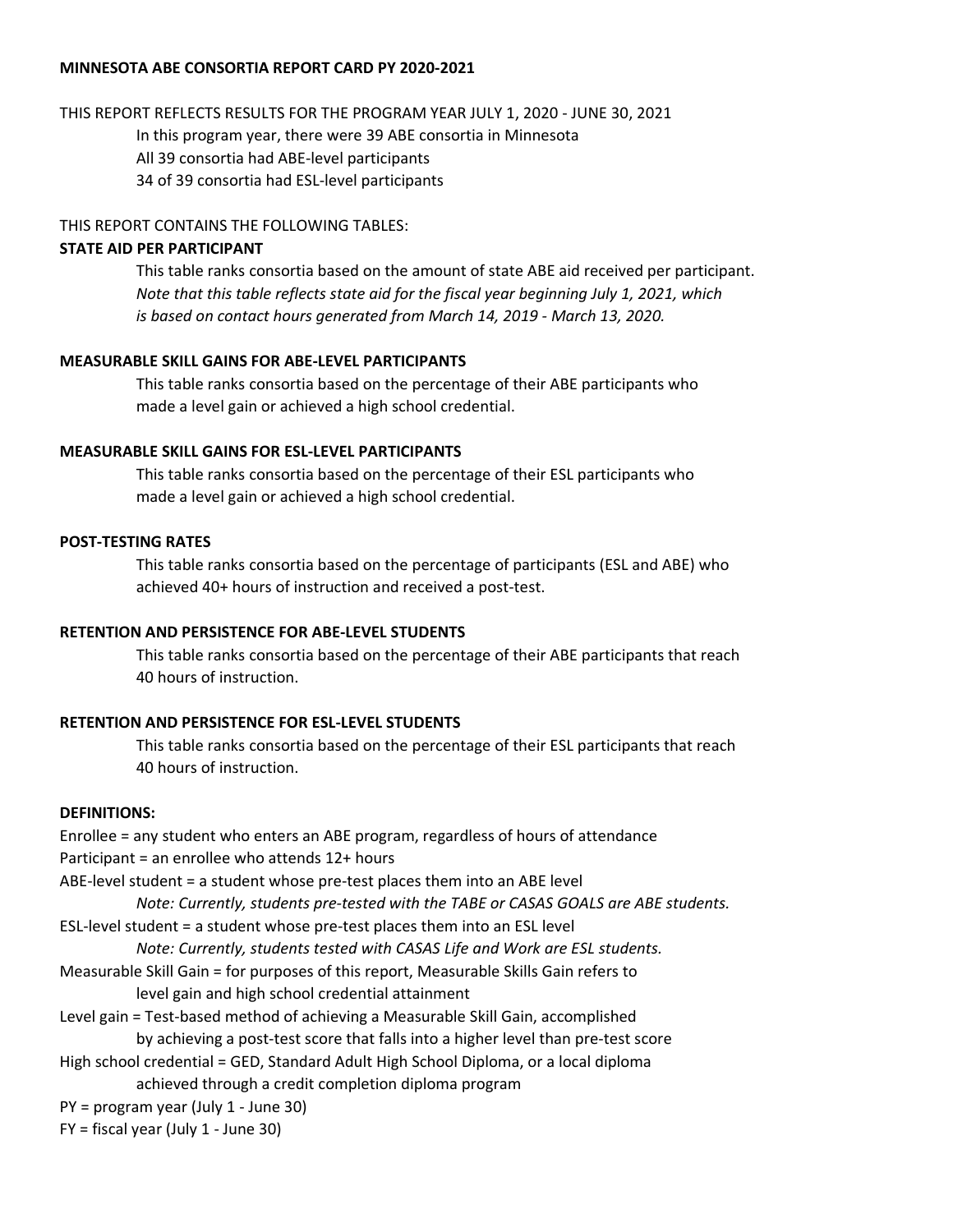# MINNESOTA ABE CONSORTIA REPORT CARD PY 2020-2021

THIS REPORT REFLECTS RESULTS FOR THE PROGRAM YEAR JULY 1, 2020 - JUNE 30, 2021

In this program year, there were 39 ABE consortia in Minnesota
All 39 consortia had ABE-level participants
34 of 39 consortia had ESL-level participants

THIS REPORT CONTAINS THE FOLLOWING TABLES:

**STATE AID PER PARTICIPANT**

This table ranks consortia based on the amount of state ABE aid received per participant.
*Note that this table reflects state aid for the fiscal year beginning July 1, 2021, which is based on contact hours generated from March 14, 2019 - March 13, 2020.*

**MEASURABLE SKILL GAINS FOR ABE-LEVEL PARTICIPANTS**

This table ranks consortia based on the percentage of their ABE participants who made a level gain or achieved a high school credential.

**MEASURABLE SKILL GAINS FOR ESL-LEVEL PARTICIPANTS**

This table ranks consortia based on the percentage of their ESL participants who made a level gain or achieved a high school credential.

**POST-TESTING RATES**

This table ranks consortia based on the percentage of participants (ESL and ABE) who achieved 40+ hours of instruction and received a post-test.

**RETENTION AND PERSISTENCE FOR ABE-LEVEL STUDENTS**

This table ranks consortia based on the percentage of their ABE participants that reach 40 hours of instruction.

**RETENTION AND PERSISTENCE FOR ESL-LEVEL STUDENTS**

This table ranks consortia based on the percentage of their ESL participants that reach 40 hours of instruction.

**DEFINITIONS:**

Enrollee = any student who enters an ABE program, regardless of hours of attendance

Participant = an enrollee who attends 12+ hours

ABE-level student = a student whose pre-test places them into an ABE level
*Note: Currently, students pre-tested with the TABE or CASAS GOALS are ABE students.*

ESL-level student = a student whose pre-test places them into an ESL level
*Note: Currently, students tested with CASAS Life and Work are ESL students.*

Measurable Skill Gain = for purposes of this report, Measurable Skills Gain refers to level gain and high school credential attainment

Level gain = Test-based method of achieving a Measurable Skill Gain, accomplished by achieving a post-test score that falls into a higher level than pre-test score

High school credential = GED, Standard Adult High School Diploma, or a local diploma achieved through a credit completion diploma program

PY = program year (July 1 - June 30)

FY = fiscal year (July 1 - June 30)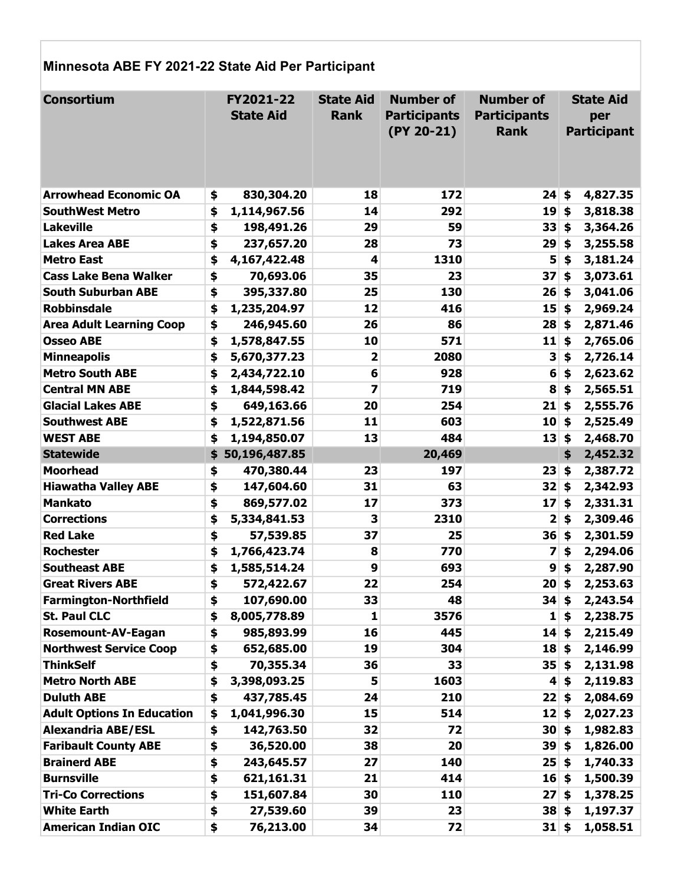# Minnesota ABE FY 2021-22 State Aid Per Participant

| Consortium | FY2021-22 State Aid | State Aid Rank | Number of Participants (PY 20-21) | Number of Participants Rank | State Aid per Participant |
|---|---|---|---|---|---|
| **Arrowhead Economic OA** | $ 830,304.20 | 18 | 172 | 24 | $ 4,827.35 |
| **SouthWest Metro** | $ 1,114,967.56 | 14 | 292 | 19 | $ 3,818.38 |
| **Lakeville** | $ 198,491.26 | 29 | 59 | 33 | $ 3,364.26 |
| **Lakes Area ABE** | $ 237,657.20 | 28 | 73 | 29 | $ 3,255.58 |
| **Metro East** | $ 4,167,422.48 | 4 | 1310 | 5 | $ 3,181.24 |
| **Cass Lake Bena Walker** | $ 70,693.06 | 35 | 23 | 37 | $ 3,073.61 |
| **South Suburban ABE** | $ 395,337.80 | 25 | 130 | 26 | $ 3,041.06 |
| **Robbinsdale** | $ 1,235,204.97 | 12 | 416 | 15 | $ 2,969.24 |
| **Area Adult Learning Coop** | $ 246,945.60 | 26 | 86 | 28 | $ 2,871.46 |
| **Osseo ABE** | $ 1,578,847.55 | 10 | 571 | 11 | $ 2,765.06 |
| **Minneapolis** | $ 5,670,377.23 | 2 | 2080 | 3 | $ 2,726.14 |
| **Metro South ABE** | $ 2,434,722.10 | 6 | 928 | 6 | $ 2,623.62 |
| **Central MN ABE** | $ 1,844,598.42 | 7 | 719 | 8 | $ 2,565.51 |
| **Glacial Lakes ABE** | $ 649,163.66 | 20 | 254 | 21 | $ 2,555.76 |
| **Southwest ABE** | $ 1,522,871.56 | 11 | 603 | 10 | $ 2,525.49 |
| **WEST ABE** | $ 1,194,850.07 | 13 | 484 | 13 | $ 2,468.70 |
| **Statewide** | $ 50,196,487.85 | | 20,469 | | $ 2,452.32 |
| **Moorhead** | $ 470,380.44 | 23 | 197 | 23 | $ 2,387.72 |
| **Hiawatha Valley ABE** | $ 147,604.60 | 31 | 63 | 32 | $ 2,342.93 |
| **Mankato** | $ 869,577.02 | 17 | 373 | 17 | $ 2,331.31 |
| **Corrections** | $ 5,334,841.53 | 3 | 2310 | 2 | $ 2,309.46 |
| **Red Lake** | $ 57,539.85 | 37 | 25 | 36 | $ 2,301.59 |
| **Rochester** | $ 1,766,423.74 | 8 | 770 | 7 | $ 2,294.06 |
| **Southeast ABE** | $ 1,585,514.24 | 9 | 693 | 9 | $ 2,287.90 |
| **Great Rivers ABE** | $ 572,422.67 | 22 | 254 | 20 | $ 2,253.63 |
| **Farmington-Northfield** | $ 107,690.00 | 33 | 48 | 34 | $ 2,243.54 |
| **St. Paul CLC** | $ 8,005,778.89 | 1 | 3576 | 1 | $ 2,238.75 |
| **Rosemount-AV-Eagan** | $ 985,893.99 | 16 | 445 | 14 | $ 2,215.49 |
| **Northwest Service Coop** | $ 652,685.00 | 19 | 304 | 18 | $ 2,146.99 |
| **ThinkSelf** | $ 70,355.34 | 36 | 33 | 35 | $ 2,131.98 |
| **Metro North ABE** | $ 3,398,093.25 | 5 | 1603 | 4 | $ 2,119.83 |
| **Duluth ABE** | $ 437,785.45 | 24 | 210 | 22 | $ 2,084.69 |
| **Adult Options In Education** | $ 1,041,996.30 | 15 | 514 | 12 | $ 2,027.23 |
| **Alexandria ABE/ESL** | $ 142,763.50 | 32 | 72 | 30 | $ 1,982.83 |
| **Faribault County ABE** | $ 36,520.00 | 38 | 20 | 39 | $ 1,826.00 |
| **Brainerd ABE** | $ 243,645.57 | 27 | 140 | 25 | $ 1,740.33 |
| **Burnsville** | $ 621,161.31 | 21 | 414 | 16 | $ 1,500.39 |
| **Tri-Co Corrections** | $ 151,607.84 | 30 | 110 | 27 | $ 1,378.25 |
| **White Earth** | $ 27,539.60 | 39 | 23 | 38 | $ 1,197.37 |
| **American Indian OIC** | $ 76,213.00 | 34 | 72 | 31 | $ 1,058.51 |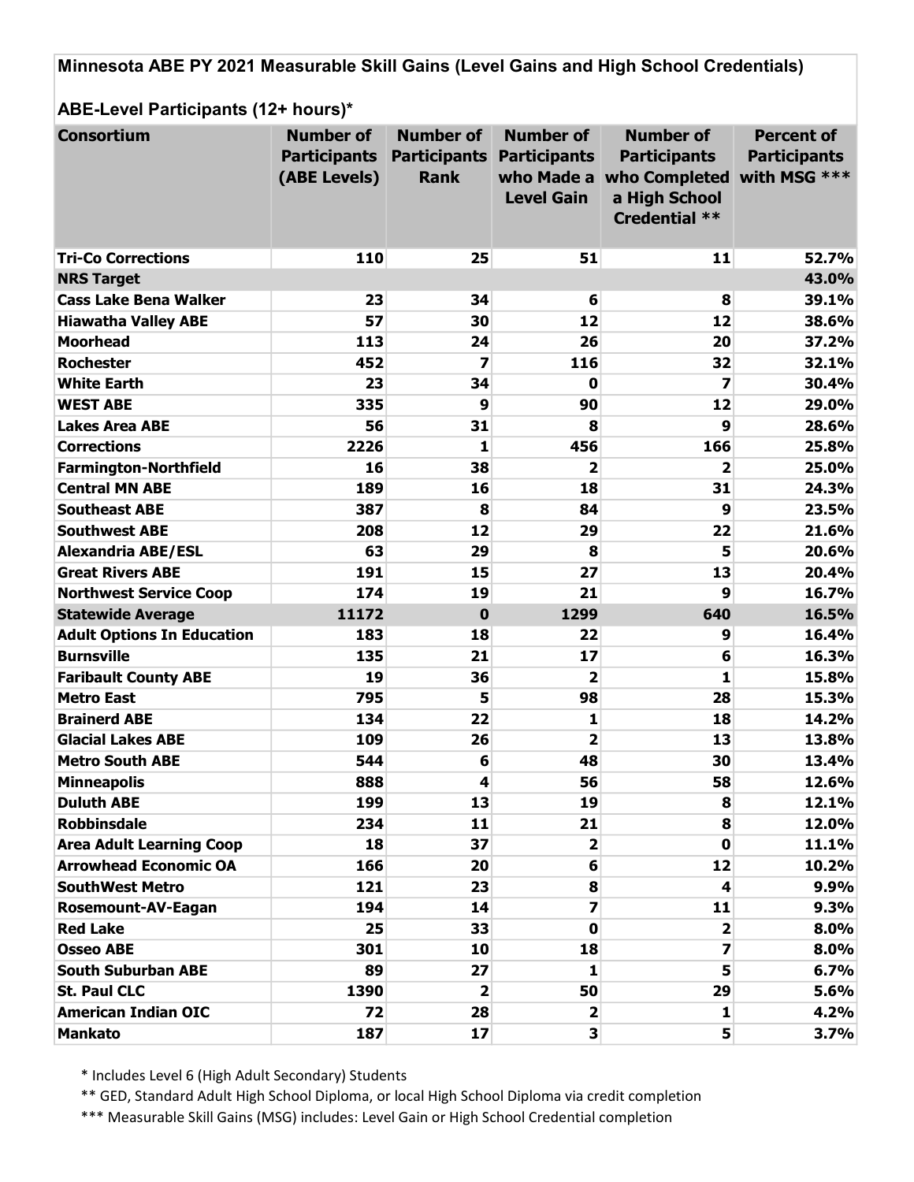## Minnesota ABE PY 2021 Measurable Skill Gains (Level Gains and High School Credentials)

### ABE-Level Participants (12+ hours)*

| Consortium | Number of Participants (ABE Levels) | Number of Participants Rank | Number of Participants who Made a Level Gain | Number of Participants who Completed a High School Credential ** | Percent of Participants with MSG *** |
|---|---|---|---|---|---|
| **Tri-Co Corrections** | 110 | 25 | 51 | 11 | 52.7% |
| **NRS Target** | | | | | 43.0% |
| **Cass Lake Bena Walker** | 23 | 34 | 6 | 8 | 39.1% |
| **Hiawatha Valley ABE** | 57 | 30 | 12 | 12 | 38.6% |
| **Moorhead** | 113 | 24 | 26 | 20 | 37.2% |
| **Rochester** | 452 | 7 | 116 | 32 | 32.1% |
| **White Earth** | 23 | 34 | 0 | 7 | 30.4% |
| **WEST ABE** | 335 | 9 | 90 | 12 | 29.0% |
| **Lakes Area ABE** | 56 | 31 | 8 | 9 | 28.6% |
| **Corrections** | 2226 | 1 | 456 | 166 | 25.8% |
| **Farmington-Northfield** | 16 | 38 | 2 | 2 | 25.0% |
| **Central MN ABE** | 189 | 16 | 18 | 31 | 24.3% |
| **Southeast ABE** | 387 | 8 | 84 | 9 | 23.5% |
| **Southwest ABE** | 208 | 12 | 29 | 22 | 21.6% |
| **Alexandria ABE/ESL** | 63 | 29 | 8 | 5 | 20.6% |
| **Great Rivers ABE** | 191 | 15 | 27 | 13 | 20.4% |
| **Northwest Service Coop** | 174 | 19 | 21 | 9 | 16.7% |
| **Statewide Average** | 11172 | 0 | 1299 | 640 | 16.5% |
| **Adult Options In Education** | 183 | 18 | 22 | 9 | 16.4% |
| **Burnsville** | 135 | 21 | 17 | 6 | 16.3% |
| **Faribault County ABE** | 19 | 36 | 2 | 1 | 15.8% |
| **Metro East** | 795 | 5 | 98 | 28 | 15.3% |
| **Brainerd ABE** | 134 | 22 | 1 | 18 | 14.2% |
| **Glacial Lakes ABE** | 109 | 26 | 2 | 13 | 13.8% |
| **Metro South ABE** | 544 | 6 | 48 | 30 | 13.4% |
| **Minneapolis** | 888 | 4 | 56 | 58 | 12.6% |
| **Duluth ABE** | 199 | 13 | 19 | 8 | 12.1% |
| **Robbinsdale** | 234 | 11 | 21 | 8 | 12.0% |
| **Area Adult Learning Coop** | 18 | 37 | 2 | 0 | 11.1% |
| **Arrowhead Economic OA** | 166 | 20 | 6 | 12 | 10.2% |
| **SouthWest Metro** | 121 | 23 | 8 | 4 | 9.9% |
| **Rosemount-AV-Eagan** | 194 | 14 | 7 | 11 | 9.3% |
| **Red Lake** | 25 | 33 | 0 | 2 | 8.0% |
| **Osseo ABE** | 301 | 10 | 18 | 7 | 8.0% |
| **South Suburban ABE** | 89 | 27 | 1 | 5 | 6.7% |
| **St. Paul CLC** | 1390 | 2 | 50 | 29 | 5.6% |
| **American Indian OIC** | 72 | 28 | 2 | 1 | 4.2% |
| **Mankato** | 187 | 17 | 3 | 5 | 3.7% |

\* Includes Level 6 (High Adult Secondary) Students

** GED, Standard Adult High School Diploma, or local High School Diploma via credit completion

*** Measurable Skill Gains (MSG) includes: Level Gain or High School Credential completion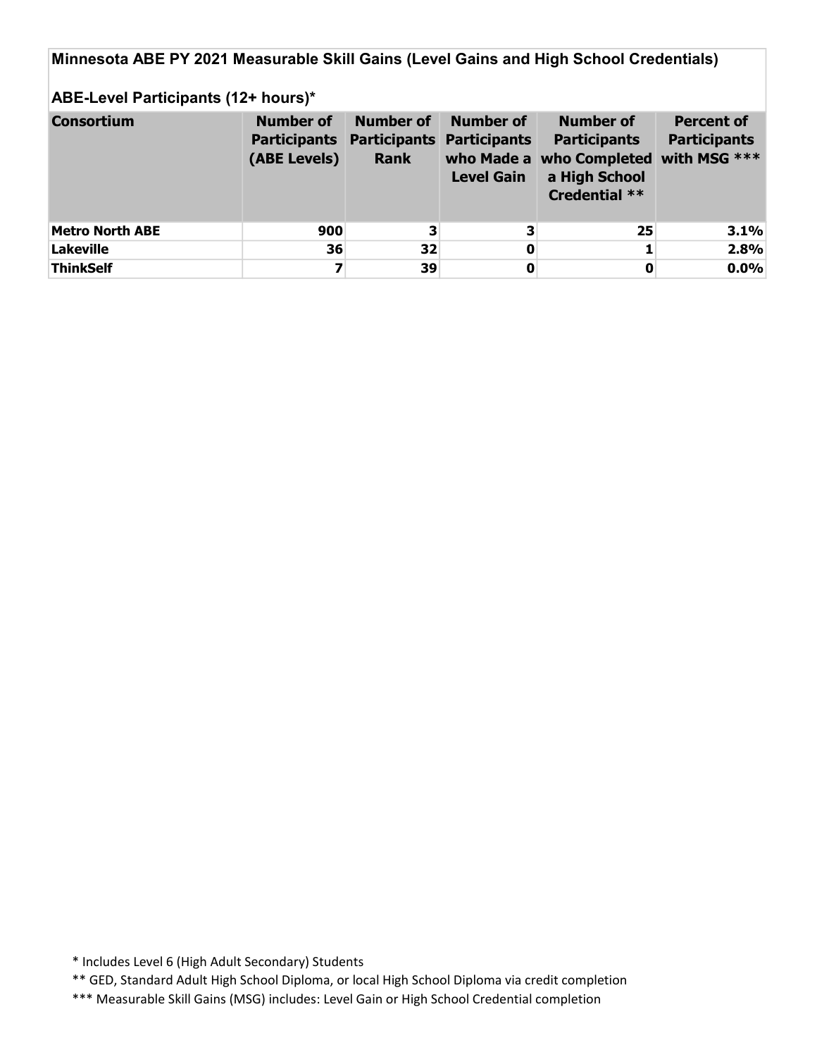## Minnesota ABE PY 2021 Measurable Skill Gains (Level Gains and High School Credentials)

### ABE-Level Participants (12+ hours)*

| Consortium | Number of Participants (ABE Levels) | Number of Participants Rank | Number of Participants who Made a Level Gain | Number of Participants who Completed a High School Credential ** | Percent of Participants with MSG *** |
|---|---|---|---|---|---|
| **Metro North ABE** | **900** | **3** | **3** | **25** | **3.1%** |
| **Lakeville** | **36** | **32** | **0** | **1** | **2.8%** |
| **ThinkSelf** | **7** | **39** | **0** | **0** | **0.0%** |

* Includes Level 6 (High Adult Secondary) Students

** GED, Standard Adult High School Diploma, or local High School Diploma via credit completion

*** Measurable Skill Gains (MSG) includes: Level Gain or High School Credential completion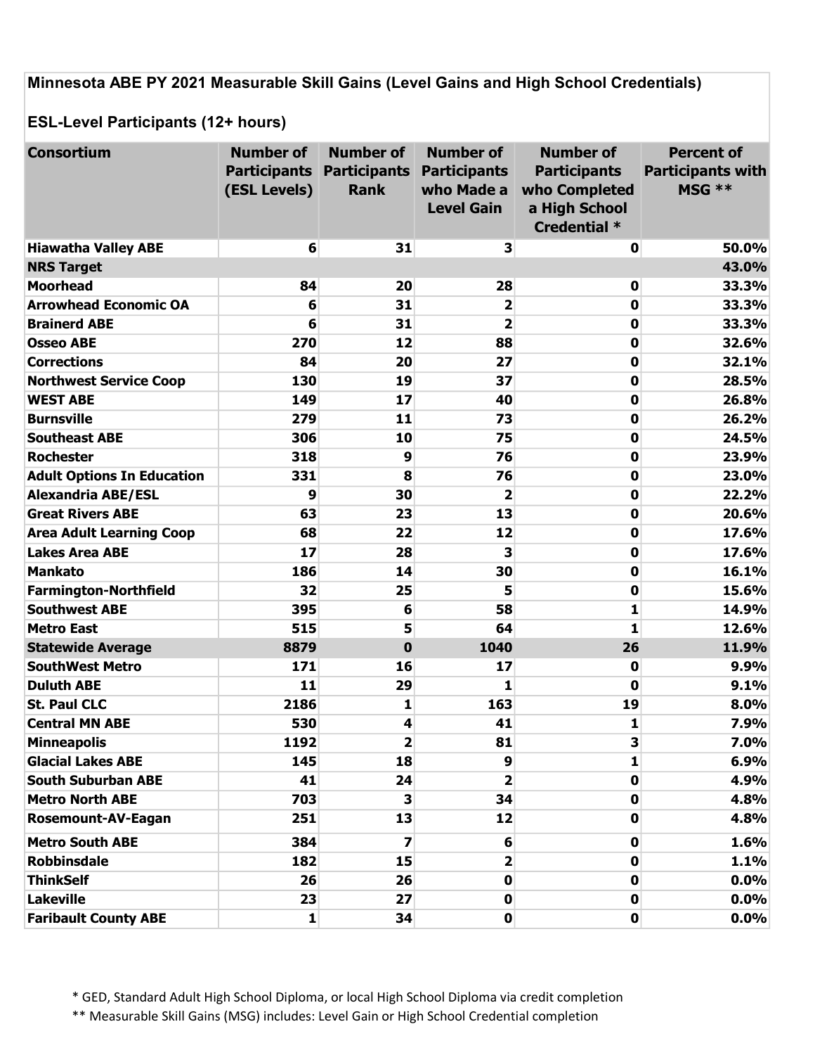## Minnesota ABE PY 2021 Measurable Skill Gains (Level Gains and High School Credentials)

### ESL-Level Participants (12+ hours)

| Consortium | Number of Participants (ESL Levels) | Number of Participants Rank | Number of Participants who Made a Level Gain | Number of Participants who Completed a High School Credential * | Percent of Participants with MSG ** |
|---|---|---|---|---|---|
| **Hiawatha Valley ABE** | 6 | 31 | 3 | 0 | 50.0% |
| **NRS Target** | | | | | 43.0% |
| **Moorhead** | 84 | 20 | 28 | 0 | 33.3% |
| **Arrowhead Economic OA** | 6 | 31 | 2 | 0 | 33.3% |
| **Brainerd ABE** | 6 | 31 | 2 | 0 | 33.3% |
| **Osseo ABE** | 270 | 12 | 88 | 0 | 32.6% |
| **Corrections** | 84 | 20 | 27 | 0 | 32.1% |
| **Northwest Service Coop** | 130 | 19 | 37 | 0 | 28.5% |
| **WEST ABE** | 149 | 17 | 40 | 0 | 26.8% |
| **Burnsville** | 279 | 11 | 73 | 0 | 26.2% |
| **Southeast ABE** | 306 | 10 | 75 | 0 | 24.5% |
| **Rochester** | 318 | 9 | 76 | 0 | 23.9% |
| **Adult Options In Education** | 331 | 8 | 76 | 0 | 23.0% |
| **Alexandria ABE/ESL** | 9 | 30 | 2 | 0 | 22.2% |
| **Great Rivers ABE** | 63 | 23 | 13 | 0 | 20.6% |
| **Area Adult Learning Coop** | 68 | 22 | 12 | 0 | 17.6% |
| **Lakes Area ABE** | 17 | 28 | 3 | 0 | 17.6% |
| **Mankato** | 186 | 14 | 30 | 0 | 16.1% |
| **Farmington-Northfield** | 32 | 25 | 5 | 0 | 15.6% |
| **Southwest ABE** | 395 | 6 | 58 | 1 | 14.9% |
| **Metro East** | 515 | 5 | 64 | 1 | 12.6% |
| **Statewide Average** | 8879 | 0 | 1040 | 26 | 11.9% |
| **SouthWest Metro** | 171 | 16 | 17 | 0 | 9.9% |
| **Duluth ABE** | 11 | 29 | 1 | 0 | 9.1% |
| **St. Paul CLC** | 2186 | 1 | 163 | 19 | 8.0% |
| **Central MN ABE** | 530 | 4 | 41 | 1 | 7.9% |
| **Minneapolis** | 1192 | 2 | 81 | 3 | 7.0% |
| **Glacial Lakes ABE** | 145 | 18 | 9 | 1 | 6.9% |
| **South Suburban ABE** | 41 | 24 | 2 | 0 | 4.9% |
| **Metro North ABE** | 703 | 3 | 34 | 0 | 4.8% |
| **Rosemount-AV-Eagan** | 251 | 13 | 12 | 0 | 4.8% |
| **Metro South ABE** | 384 | 7 | 6 | 0 | 1.6% |
| **Robbinsdale** | 182 | 15 | 2 | 0 | 1.1% |
| **ThinkSelf** | 26 | 26 | 0 | 0 | 0.0% |
| **Lakeville** | 23 | 27 | 0 | 0 | 0.0% |
| **Faribault County ABE** | 1 | 34 | 0 | 0 | 0.0% |

\* GED, Standard Adult High School Diploma, or local High School Diploma via credit completion

\*\* Measurable Skill Gains (MSG) includes: Level Gain or High School Credential completion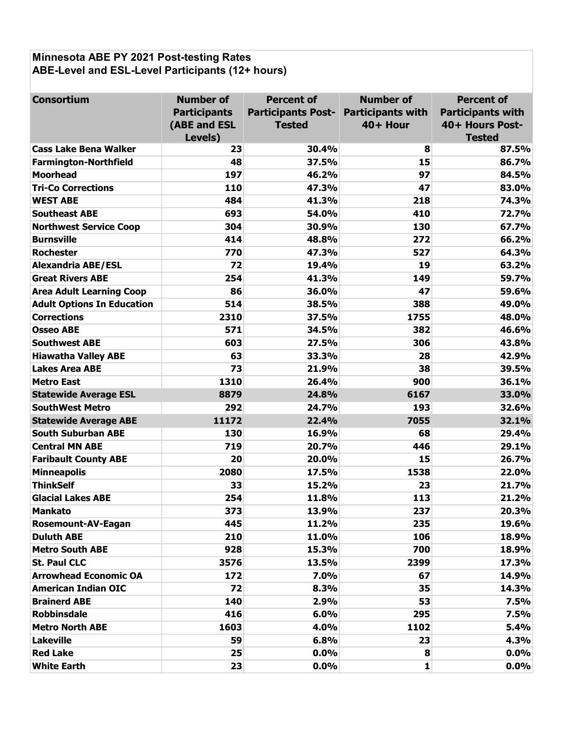## Minnesota ABE PY 2021 Post-testing Rates
## ABE-Level and ESL-Level Participants (12+ hours)

| Consortium | Number of Participants (ABE and ESL Levels) | Percent of Participants Post-Tested | Number of Participants with 40+ Hour | Percent of Participants with 40+ Hours Post-Tested |
|---|---|---|---|---|
| **Cass Lake Bena Walker** | 23 | 30.4% | 8 | 87.5% |
| **Farmington-Northfield** | 48 | 37.5% | 15 | 86.7% |
| **Moorhead** | 197 | 46.2% | 97 | 84.5% |
| **Tri-Co Corrections** | 110 | 47.3% | 47 | 83.0% |
| **WEST ABE** | 484 | 41.3% | 218 | 74.3% |
| **Southeast ABE** | 693 | 54.0% | 410 | 72.7% |
| **Northwest Service Coop** | 304 | 30.9% | 130 | 67.7% |
| **Burnsville** | 414 | 48.8% | 272 | 66.2% |
| **Rochester** | 770 | 47.3% | 527 | 64.3% |
| **Alexandria ABE/ESL** | 72 | 19.4% | 19 | 63.2% |
| **Great Rivers ABE** | 254 | 41.3% | 149 | 59.7% |
| **Area Adult Learning Coop** | 86 | 36.0% | 47 | 59.6% |
| **Adult Options In Education** | 514 | 38.5% | 388 | 49.0% |
| **Corrections** | 2310 | 37.5% | 1755 | 48.0% |
| **Osseo ABE** | 571 | 34.5% | 382 | 46.6% |
| **Southwest ABE** | 603 | 27.5% | 306 | 43.8% |
| **Hiawatha Valley ABE** | 63 | 33.3% | 28 | 42.9% |
| **Lakes Area ABE** | 73 | 21.9% | 38 | 39.5% |
| **Metro East** | 1310 | 26.4% | 900 | 36.1% |
| **Statewide Average ESL** | 8879 | 24.8% | 6167 | 33.0% |
| **SouthWest Metro** | 292 | 24.7% | 193 | 32.6% |
| **Statewide Average ABE** | 11172 | 22.4% | 7055 | 32.1% |
| **South Suburban ABE** | 130 | 16.9% | 68 | 29.4% |
| **Central MN ABE** | 719 | 20.7% | 446 | 29.1% |
| **Faribault County ABE** | 20 | 20.0% | 15 | 26.7% |
| **Minneapolis** | 2080 | 17.5% | 1538 | 22.0% |
| **ThinkSelf** | 33 | 15.2% | 23 | 21.7% |
| **Glacial Lakes ABE** | 254 | 11.8% | 113 | 21.2% |
| **Mankato** | 373 | 13.9% | 237 | 20.3% |
| **Rosemount-AV-Eagan** | 445 | 11.2% | 235 | 19.6% |
| **Duluth ABE** | 210 | 11.0% | 106 | 18.9% |
| **Metro South ABE** | 928 | 15.3% | 700 | 18.9% |
| **St. Paul CLC** | 3576 | 13.5% | 2399 | 17.3% |
| **Arrowhead Economic OA** | 172 | 7.0% | 67 | 14.9% |
| **American Indian OIC** | 72 | 8.3% | 35 | 14.3% |
| **Brainerd ABE** | 140 | 2.9% | 53 | 7.5% |
| **Robbinsdale** | 416 | 6.0% | 295 | 7.5% |
| **Metro North ABE** | 1603 | 4.0% | 1102 | 5.4% |
| **Lakeville** | 59 | 6.8% | 23 | 4.3% |
| **Red Lake** | 25 | 0.0% | 8 | 0.0% |
| **White Earth** | 23 | 0.0% | 1 | 0.0% |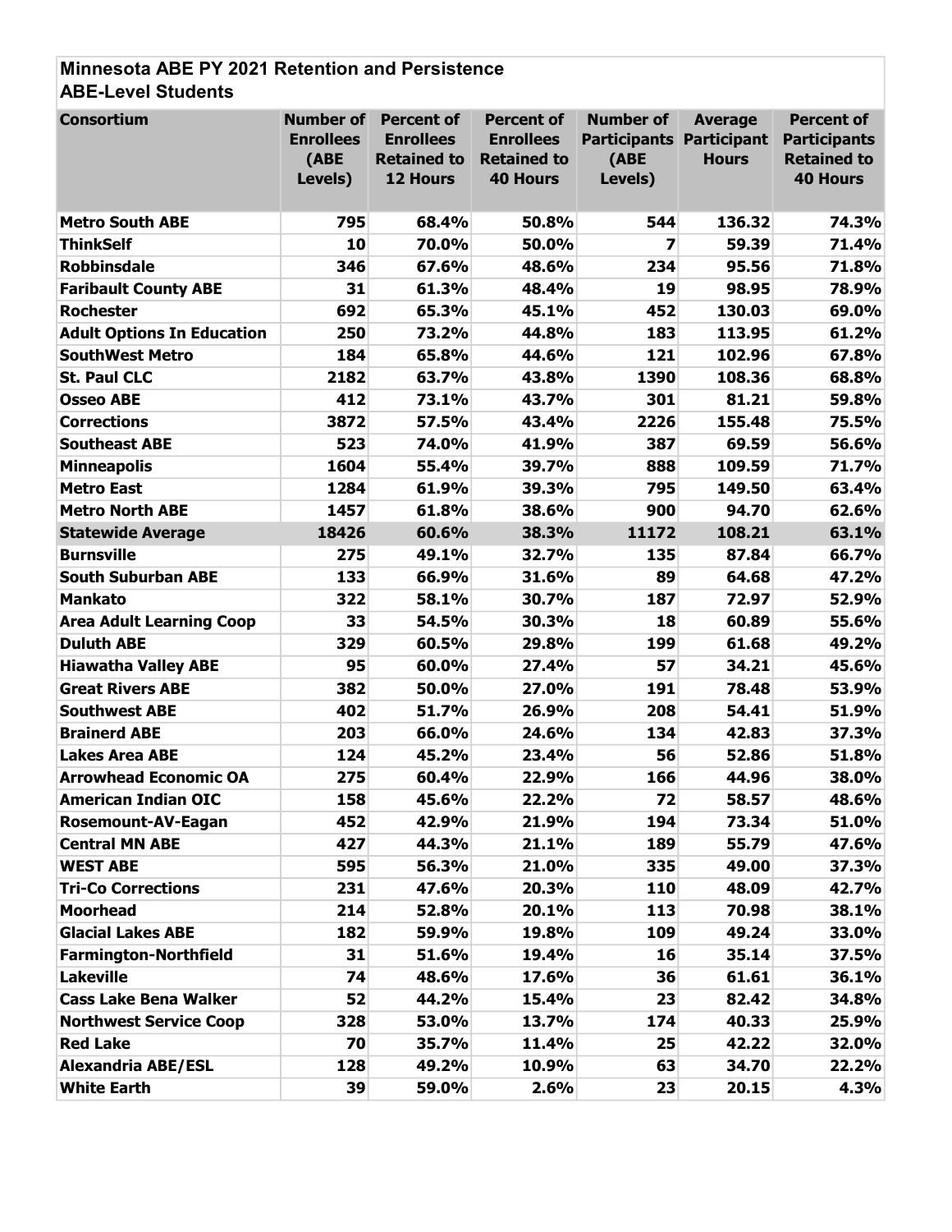## Minnesota ABE PY 2021 Retention and Persistence
### ABE-Level Students

| Consortium | Number of Enrollees (ABE Levels) | Percent of Enrollees Retained to 12 Hours | Percent of Enrollees Retained to 40 Hours | Number of Participants (ABE Levels) | Average Participant Hours | Percent of Participants Retained to 40 Hours |
|---|---|---|---|---|---|---|
| Metro South ABE | 795 | 68.4% | 50.8% | 544 | 136.32 | 74.3% |
| ThinkSelf | 10 | 70.0% | 50.0% | 7 | 59.39 | 71.4% |
| Robbinsdale | 346 | 67.6% | 48.6% | 234 | 95.56 | 71.8% |
| Faribault County ABE | 31 | 61.3% | 48.4% | 19 | 98.95 | 78.9% |
| Rochester | 692 | 65.3% | 45.1% | 452 | 130.03 | 69.0% |
| Adult Options In Education | 250 | 73.2% | 44.8% | 183 | 113.95 | 61.2% |
| SouthWest Metro | 184 | 65.8% | 44.6% | 121 | 102.96 | 67.8% |
| St. Paul CLC | 2182 | 63.7% | 43.8% | 1390 | 108.36 | 68.8% |
| Osseo ABE | 412 | 73.1% | 43.7% | 301 | 81.21 | 59.8% |
| Corrections | 3872 | 57.5% | 43.4% | 2226 | 155.48 | 75.5% |
| Southeast ABE | 523 | 74.0% | 41.9% | 387 | 69.59 | 56.6% |
| Minneapolis | 1604 | 55.4% | 39.7% | 888 | 109.59 | 71.7% |
| Metro East | 1284 | 61.9% | 39.3% | 795 | 149.50 | 63.4% |
| Metro North ABE | 1457 | 61.8% | 38.6% | 900 | 94.70 | 62.6% |
| **Statewide Average** | **18426** | **60.6%** | **38.3%** | **11172** | **108.21** | **63.1%** |
| Burnsville | 275 | 49.1% | 32.7% | 135 | 87.84 | 66.7% |
| South Suburban ABE | 133 | 66.9% | 31.6% | 89 | 64.68 | 47.2% |
| Mankato | 322 | 58.1% | 30.7% | 187 | 72.97 | 52.9% |
| Area Adult Learning Coop | 33 | 54.5% | 30.3% | 18 | 60.89 | 55.6% |
| Duluth ABE | 329 | 60.5% | 29.8% | 199 | 61.68 | 49.2% |
| Hiawatha Valley ABE | 95 | 60.0% | 27.4% | 57 | 34.21 | 45.6% |
| Great Rivers ABE | 382 | 50.0% | 27.0% | 191 | 78.48 | 53.9% |
| Southwest ABE | 402 | 51.7% | 26.9% | 208 | 54.41 | 51.9% |
| Brainerd ABE | 203 | 66.0% | 24.6% | 134 | 42.83 | 37.3% |
| Lakes Area ABE | 124 | 45.2% | 23.4% | 56 | 52.86 | 51.8% |
| Arrowhead Economic OA | 275 | 60.4% | 22.9% | 166 | 44.96 | 38.0% |
| American Indian OIC | 158 | 45.6% | 22.2% | 72 | 58.57 | 48.6% |
| Rosemount-AV-Eagan | 452 | 42.9% | 21.9% | 194 | 73.34 | 51.0% |
| Central MN ABE | 427 | 44.3% | 21.1% | 189 | 55.79 | 47.6% |
| WEST ABE | 595 | 56.3% | 21.0% | 335 | 49.00 | 37.3% |
| Tri-Co Corrections | 231 | 47.6% | 20.3% | 110 | 48.09 | 42.7% |
| Moorhead | 214 | 52.8% | 20.1% | 113 | 70.98 | 38.1% |
| Glacial Lakes ABE | 182 | 59.9% | 19.8% | 109 | 49.24 | 33.0% |
| Farmington-Northfield | 31 | 51.6% | 19.4% | 16 | 35.14 | 37.5% |
| Lakeville | 74 | 48.6% | 17.6% | 36 | 61.61 | 36.1% |
| Cass Lake Bena Walker | 52 | 44.2% | 15.4% | 23 | 82.42 | 34.8% |
| Northwest Service Coop | 328 | 53.0% | 13.7% | 174 | 40.33 | 25.9% |
| Red Lake | 70 | 35.7% | 11.4% | 25 | 42.22 | 32.0% |
| Alexandria ABE/ESL | 128 | 49.2% | 10.9% | 63 | 34.70 | 22.2% |
| White Earth | 39 | 59.0% | 2.6% | 23 | 20.15 | 4.3% |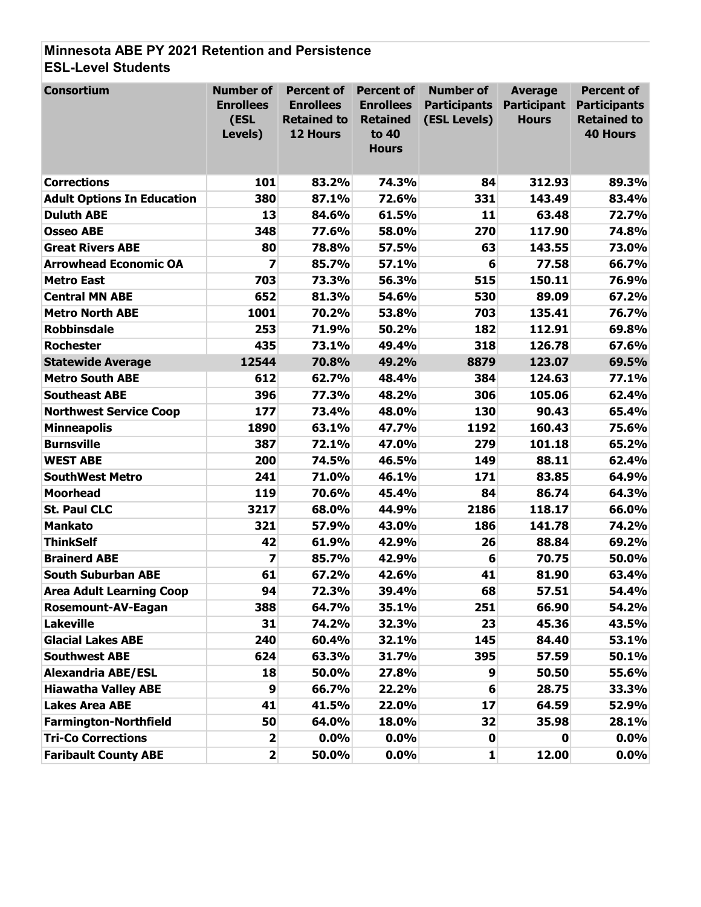## Minnesota ABE PY 2021 Retention and Persistence
## ESL-Level Students

| Consortium | Number of Enrollees (ESL Levels) | Percent of Enrollees Retained to 12 Hours | Percent of Enrollees Retained to 40 Hours | Number of Participants (ESL Levels) | Average Participant Hours | Percent of Participants Retained to 40 Hours |
|---|---|---|---|---|---|---|
| **Corrections** | **101** | **83.2%** | **74.3%** | **84** | **312.93** | **89.3%** |
| **Adult Options In Education** | **380** | **87.1%** | **72.6%** | **331** | **143.49** | **83.4%** |
| **Duluth ABE** | **13** | **84.6%** | **61.5%** | **11** | **63.48** | **72.7%** |
| **Osseo ABE** | **348** | **77.6%** | **58.0%** | **270** | **117.90** | **74.8%** |
| **Great Rivers ABE** | **80** | **78.8%** | **57.5%** | **63** | **143.55** | **73.0%** |
| **Arrowhead Economic OA** | **7** | **85.7%** | **57.1%** | **6** | **77.58** | **66.7%** |
| **Metro East** | **703** | **73.3%** | **56.3%** | **515** | **150.11** | **76.9%** |
| **Central MN ABE** | **652** | **81.3%** | **54.6%** | **530** | **89.09** | **67.2%** |
| **Metro North ABE** | **1001** | **70.2%** | **53.8%** | **703** | **135.41** | **76.7%** |
| **Robbinsdale** | **253** | **71.9%** | **50.2%** | **182** | **112.91** | **69.8%** |
| **Rochester** | **435** | **73.1%** | **49.4%** | **318** | **126.78** | **67.6%** |
| **Statewide Average** | **12544** | **70.8%** | **49.2%** | **8879** | **123.07** | **69.5%** |
| **Metro South ABE** | **612** | **62.7%** | **48.4%** | **384** | **124.63** | **77.1%** |
| **Southeast ABE** | **396** | **77.3%** | **48.2%** | **306** | **105.06** | **62.4%** |
| **Northwest Service Coop** | **177** | **73.4%** | **48.0%** | **130** | **90.43** | **65.4%** |
| **Minneapolis** | **1890** | **63.1%** | **47.7%** | **1192** | **160.43** | **75.6%** |
| **Burnsville** | **387** | **72.1%** | **47.0%** | **279** | **101.18** | **65.2%** |
| **WEST ABE** | **200** | **74.5%** | **46.5%** | **149** | **88.11** | **62.4%** |
| **SouthWest Metro** | **241** | **71.0%** | **46.1%** | **171** | **83.85** | **64.9%** |
| **Moorhead** | **119** | **70.6%** | **45.4%** | **84** | **86.74** | **64.3%** |
| **St. Paul CLC** | **3217** | **68.0%** | **44.9%** | **2186** | **118.17** | **66.0%** |
| **Mankato** | **321** | **57.9%** | **43.0%** | **186** | **141.78** | **74.2%** |
| **ThinkSelf** | **42** | **61.9%** | **42.9%** | **26** | **88.84** | **69.2%** |
| **Brainerd ABE** | **7** | **85.7%** | **42.9%** | **6** | **70.75** | **50.0%** |
| **South Suburban ABE** | **61** | **67.2%** | **42.6%** | **41** | **81.90** | **63.4%** |
| **Area Adult Learning Coop** | **94** | **72.3%** | **39.4%** | **68** | **57.51** | **54.4%** |
| **Rosemount-AV-Eagan** | **388** | **64.7%** | **35.1%** | **251** | **66.90** | **54.2%** |
| **Lakeville** | **31** | **74.2%** | **32.3%** | **23** | **45.36** | **43.5%** |
| **Glacial Lakes ABE** | **240** | **60.4%** | **32.1%** | **145** | **84.40** | **53.1%** |
| **Southwest ABE** | **624** | **63.3%** | **31.7%** | **395** | **57.59** | **50.1%** |
| **Alexandria ABE/ESL** | **18** | **50.0%** | **27.8%** | **9** | **50.50** | **55.6%** |
| **Hiawatha Valley ABE** | **9** | **66.7%** | **22.2%** | **6** | **28.75** | **33.3%** |
| **Lakes Area ABE** | **41** | **41.5%** | **22.0%** | **17** | **64.59** | **52.9%** |
| **Farmington-Northfield** | **50** | **64.0%** | **18.0%** | **32** | **35.98** | **28.1%** |
| **Tri-Co Corrections** | **2** | **0.0%** | **0.0%** | **0** | **0** | **0.0%** |
| **Faribault County ABE** | **2** | **50.0%** | **0.0%** | **1** | **12.00** | **0.0%** |